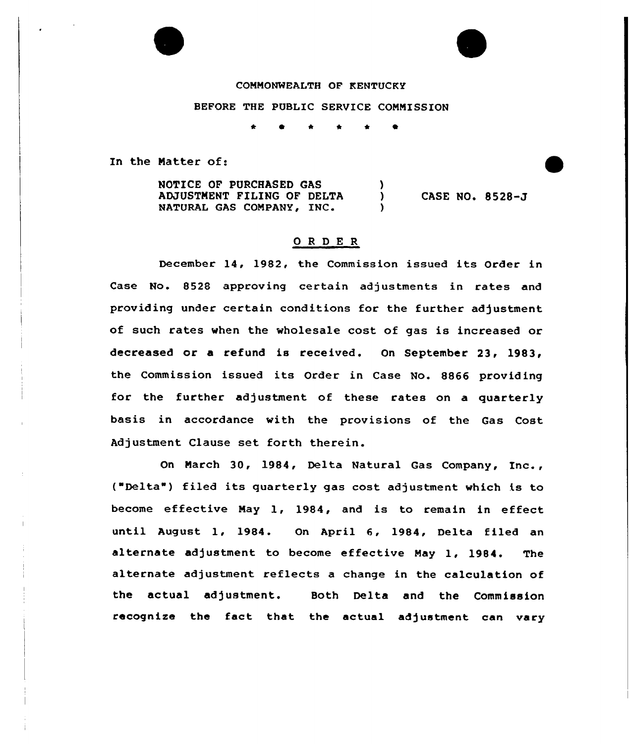COMMONWEALTH OF KENTUCKY

BEFORE THE PUBLIC SERVICE COMMISSION

\* \* \* \* \* \*

In the Matter of:

| NOTICE OF PURCHASED GAS ADJUSTMENT FILING OF DELTA NATURAL GAS COMPANY, INC. | ) | CASE NO. 8528-J |
|---|---|---|

## ORDER

December 14, 1982, the Commission issued its Order in Case No. 8528 approving certain adjustments in rates and providing under certain conditions for the further adjustment of such rates when the wholesale cost of gas is increased or decreased or a refund is received. On September 23, 1983, the Commission issued its Order in Case No. 8866 providing for the further adjustment of these rates on a quarterly basis in accordance with the provisions of the Gas Cost Adjustment Clause set forth therein.

On March 30, 1984, Delta Natural Gas Company, Inc., ("Delta") filed its quarterly gas cost adjustment which is to become effective May 1, 1984, and is to remain in effect until August 1, 1984. On April 6, 1984, Delta filed an alternate adjustment to become effective May 1, 1984. The alternate adjustment reflects a change in the calculation of the actual adjustment. Both Delta and the Commission recognize the fact that the actual adjustment can vary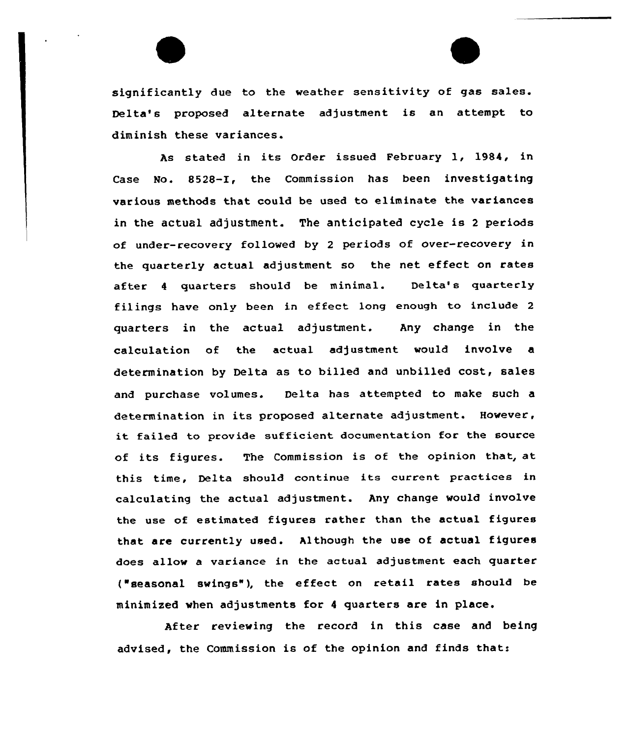significantly due to the weather sensitivity of gas sales. Delta's proposed alternate adjustment is an attempt to diminish these variances.

As stated in its Order issued February 1, 1984, in Case No. 8528-I, the Commission has been investigating various methods that could be used to eliminate the variances in the actual adjustment. The anticipated cycle is 2 periods of under-recovery followed by 2 periods of over-recovery in the quarterly actual adjustment so the net effect on rates after 4 quarters should be minimal. Delta's quarterly filings have only been in effect long enough to include 2 quarters in the actual adjustment. Any change in the calculation of the actual adjustment would involve a determination by Delta as to billed and unbilled cost, sales and purchase volumes. Delta has attempted to make such a determination in its proposed alternate adjustment. However, it failed to provide sufficient documentation for the source of its figures. The Commission is of the opinion that, at this time, Delta should continue its current practices in calculating the actual adjustment. Any change would involve the use of estimated figures rather than the actual figures that are currently used. Although the use of actual figures does allow a variance in the actual adjustment each quarter ("seasonal swings"), the effect on retail rates should be minimized when adjustments for 4 quarters are in place.

After reviewing the record in this case and being advised, the Commission is of the opinion and finds that: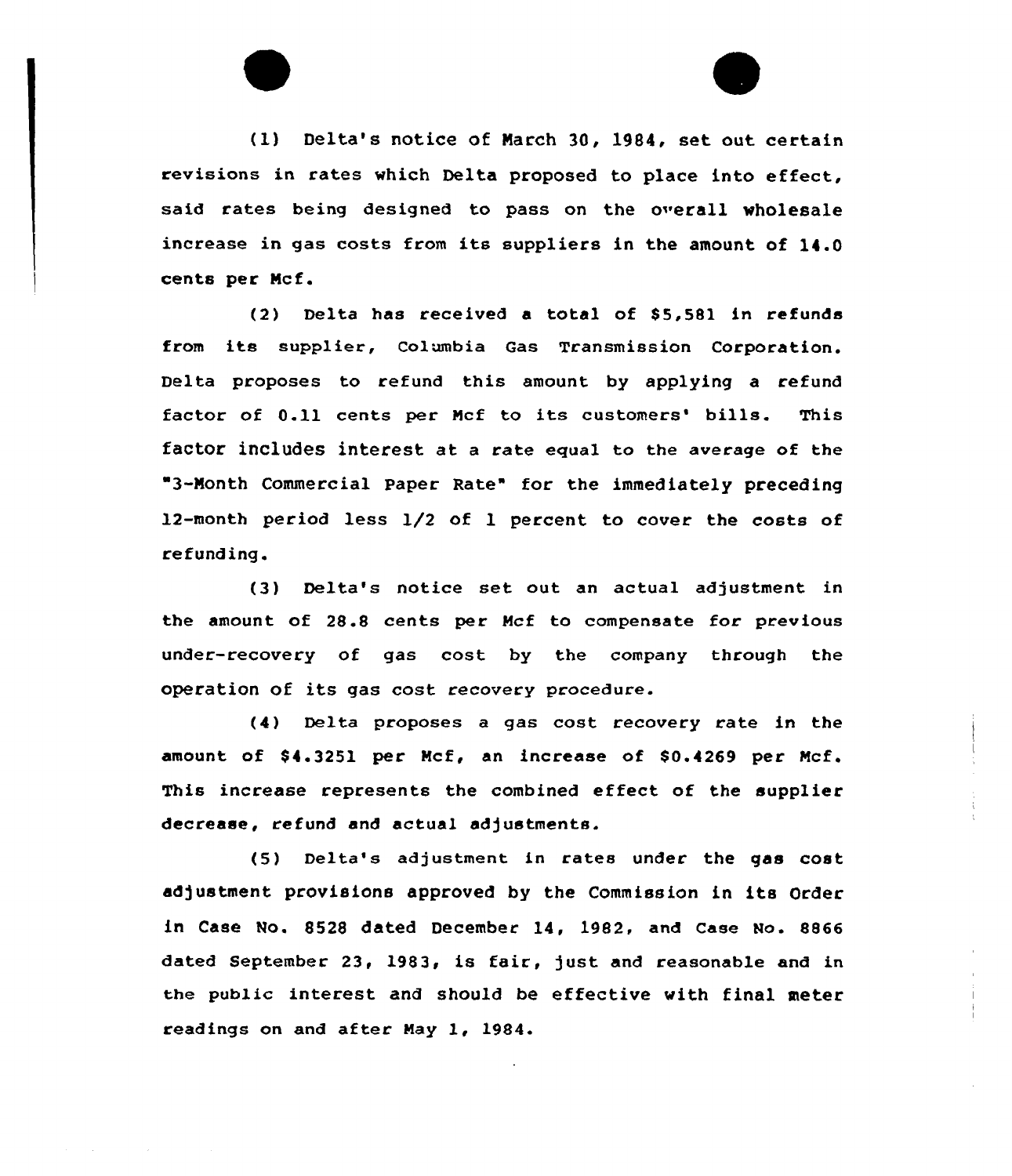(1) Delta's notice of March 30, 1984, set out certain revisions in rates which Delta proposed to place into effect, said rates being designed to pass on the overall wholesale increase in gas costs from its suppliers in the amount of 14.0 cents per Mcf.

(2) Delta has received a total of $5,581 in refunds from its supplier, Columbia Gas Transmission Corporation. Delta proposes to refund this amount by applying a refund factor of 0.11 cents per Mcf to its customers' bills. This factor includes interest at a rate equal to the average of the "3-Month Commercial Paper Rate" for the immediately preceding 12-month period less 1/2 of 1 percent to cover the costs of refunding.

(3) Delta's notice set out an actual adjustment in the amount of 28.8 cents per Mcf to compensate for previous under-recovery of gas cost by the company through the operation of its gas cost recovery procedure.

(4) Delta proposes a gas cost recovery rate in the amount of $4.3251 per Mcf, an increase of $0.4269 per Mcf. This increase represents the combined effect of the supplier decrease, refund and actual adjustments.

(5) Delta's adjustment in rates under the gas cost adjustment provisions approved by the Commission in its Order in Case No. 8528 dated December 14, 1982, and Case No. 8866 dated September 23, 1983, is fair, just and reasonable and in the public interest and should be effective with final meter readings on and after May 1, 1984.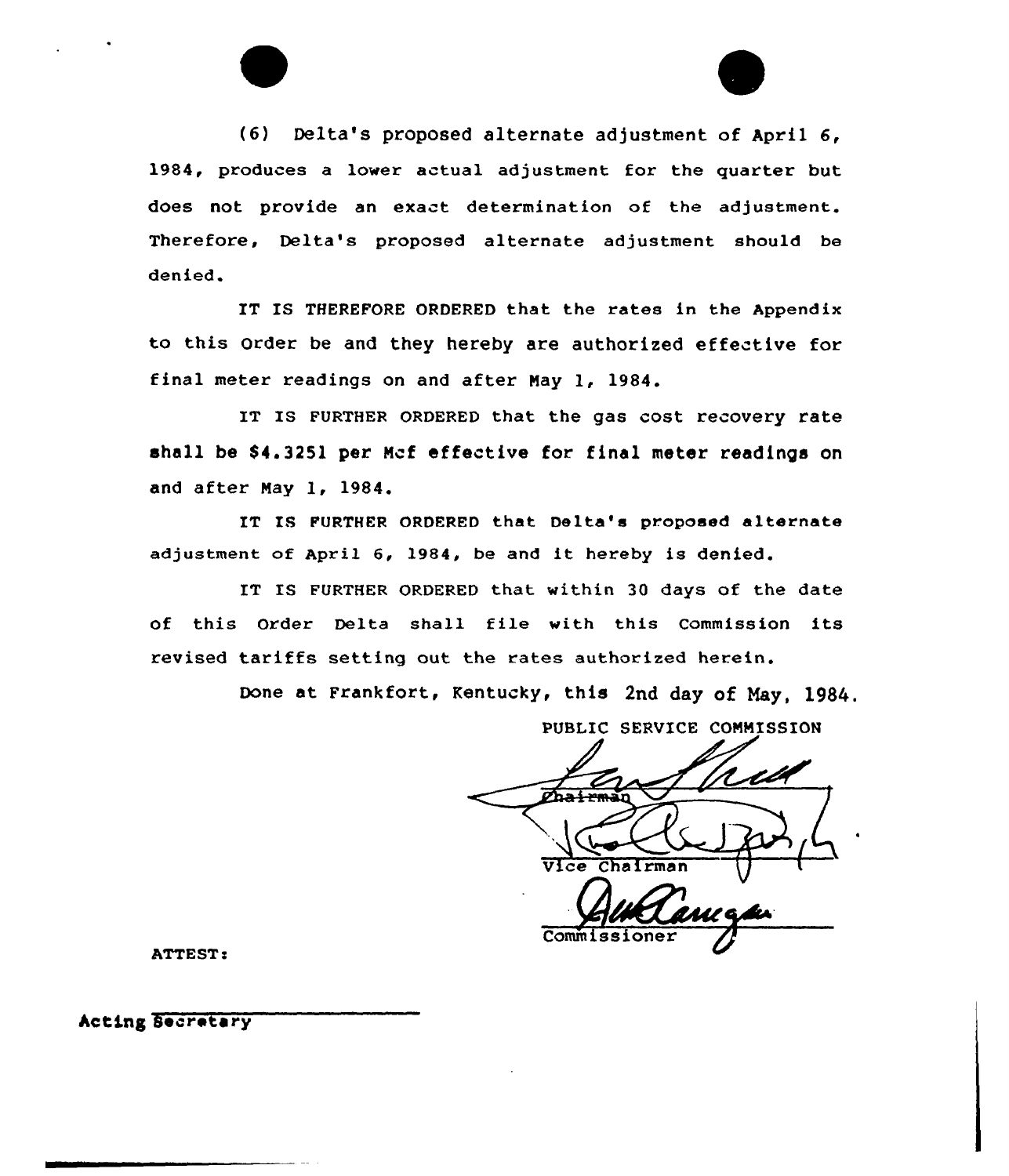(6) Delta's proposed alternate adjustment of April 6, 1984, produces a lower actual adjustment for the quarter but does not provide an exact determination of the adjustment. Therefore, Delta's proposed alternate adjustment should be denied.

IT IS THEREFORE ORDERED that the rates in the Appendix to this Order be and they hereby are authorized effective for final meter readings on and after May 1, 1984.

IT IS FURTHER ORDERED that the gas cost recovery rate shall be $4.3251 per Mcf effective for final meter readings on and after May 1, 1984.

IT IS FURTHER ORDERED that Delta's proposed alternate adjustment of April 6, 1984, be and it hereby is denied.

IT IS FURTHER ORDERED that within 30 days of the date of this Order Delta shall file with this Commission its revised tariffs setting out the rates authorized herein.

Done at Frankfort, Kentucky, this 2nd day of May, 1984.

PUBLIC SERVICE COMMISSION

Chairman

Vice Chairman

Commissioner

ATTEST:

Acting Secretary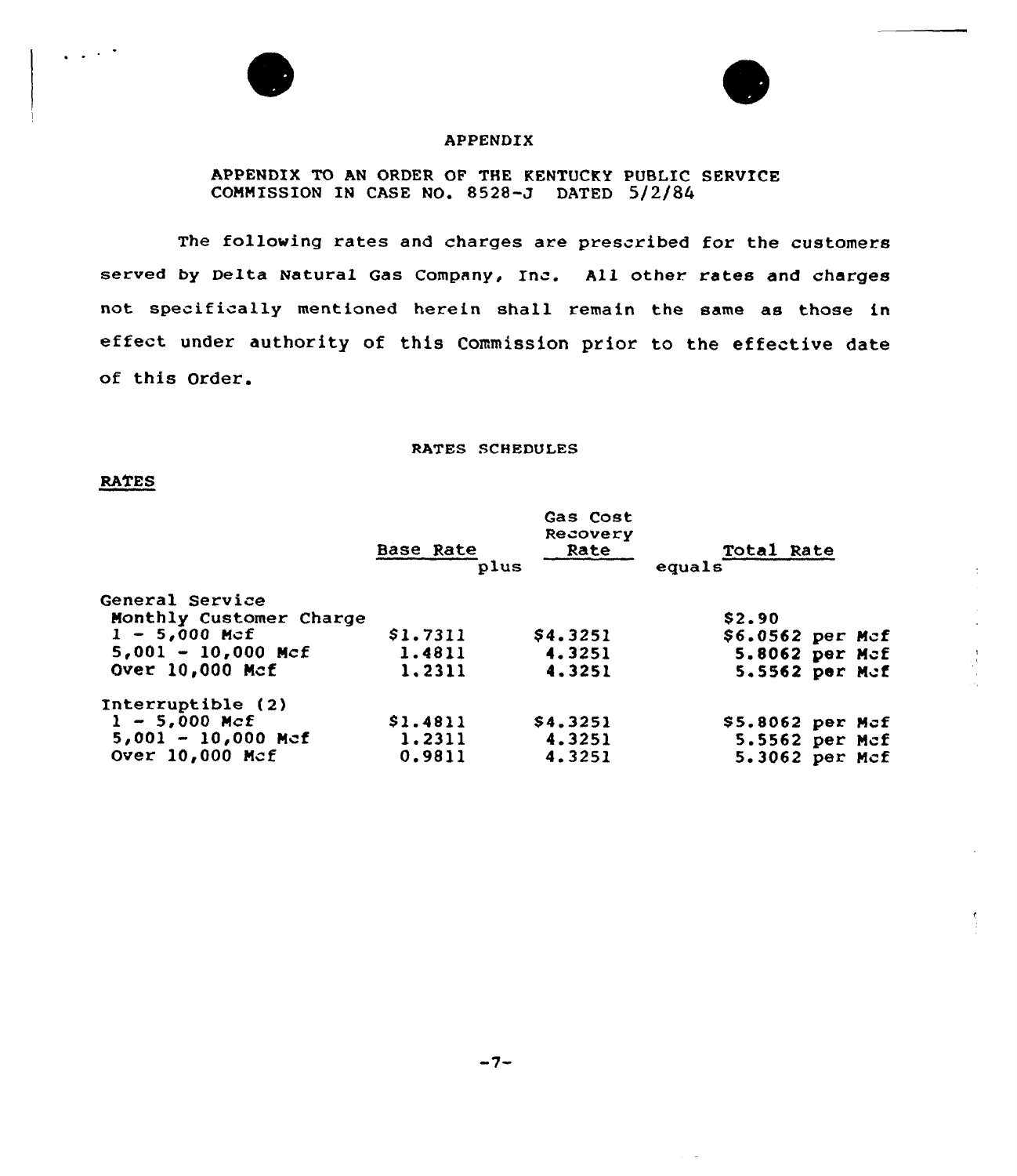# APPENDIX

APPENDIX TO AN ORDER OF THE KENTUCKY PUBLIC SERVICE COMMISSION IN CASE NO. 8528-J DATED 5/2/84

The following rates and charges are prescribed for the customers served by Delta Natural Gas Company, Inc. All other rates and charges not specifically mentioned herein shall remain the same as those in effect under authority of this Commission prior to the effective date of this Order.

## RATES SCHEDULES

**RATES**

| | Base Rate plus | Gas Cost Recovery Rate | equals Total Rate |
|---|---|---|---|
| General Service | | | |
| Monthly Customer Charge | | | $2.90 |
| 1 - 5,000 Mcf | $1.7311 | $4.3251 | $6.0562 per Mcf |
| 5,001 - 10,000 Mcf | 1.4811 | 4.3251 | 5.8062 per Mcf |
| Over 10,000 Mcf | 1.2311 | 4.3251 | 5.5562 per Mcf |
| Interruptible (2) | | | |
| 1 - 5,000 Mcf | $1.4811 | $4.3251 | $5.8062 per Mcf |
| 5,001 - 10,000 Mcf | 1.2311 | 4.3251 | 5.5562 per Mcf |
| Over 10,000 Mcf | 0.9811 | 4.3251 | 5.3062 per Mcf |